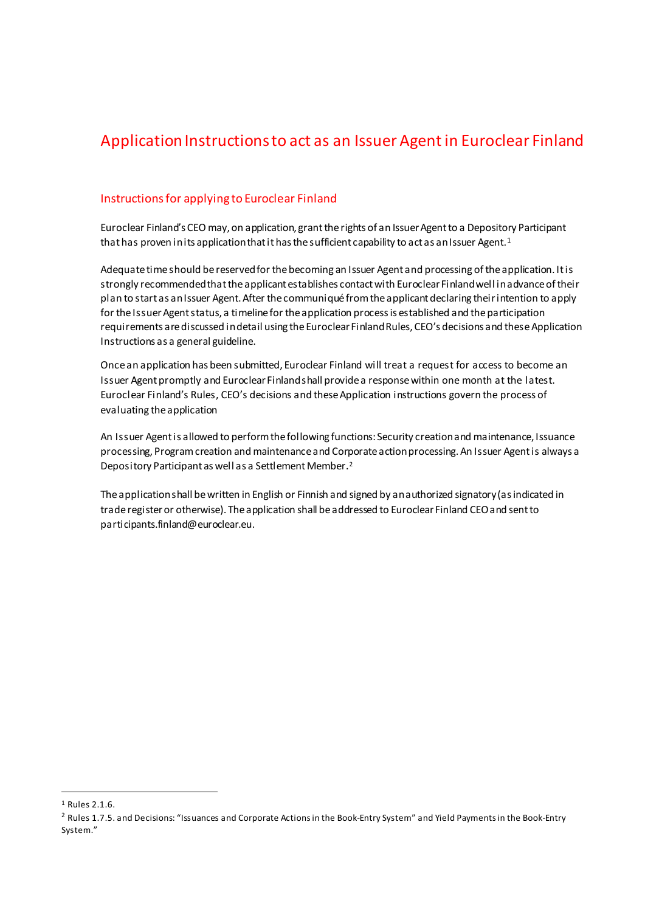# Application Instructions to act as an Issuer Agent in Euroclear Finland

## Instructions for applying to Euroclear Finland

Euroclear Finland's CEO may, on application, grant the rights of an Issuer Agent to a Depository Participant that has proven in its application that it has the sufficient capability to act as an Issuer Agent.[1]

Adequate time should be reserved for the becoming an Issuer Agent and processing of the application. It is strongly recommended that the applicant establishes contact with Euroclear Finland well in advance of their plan to start as an Issuer Agent. After the communiqué from the applicant declaring their intention to apply for the Issuer Agent status, a timeline for the application process is established and the participation requirements are discussed in detail using the Euroclear Finland Rules, CEO's decisions and these Application Instructions as a general guideline.

Once an application has been submitted, Euroclear Finland will treat a request for access to become an Issuer Agent promptly and Euroclear Finland shall provide a response within one month at the latest. Euroclear Finland's Rules, CEO's decisions and these Application instructions govern the process of evaluating the application

An Issuer Agent is allowed to perform the following functions: Security creation and maintenance, Issuance processing, Program creation and maintenance and Corporate action processing. An Issuer Agent is always a Depository Participant as well as a Settlement Member.[2]

The application shall be written in English or Finnish and signed by an authorized signatory (as indicated in trade register or otherwise). The application shall be addressed to Euroclear Finland CEO and sent to participants.finland@euroclear.eu.

---

[1] Rules 2.1.6.

[2] Rules 1.7.5. and Decisions: "Issuances and Corporate Actions in the Book-Entry System" and Yield Payments in the Book-Entry System."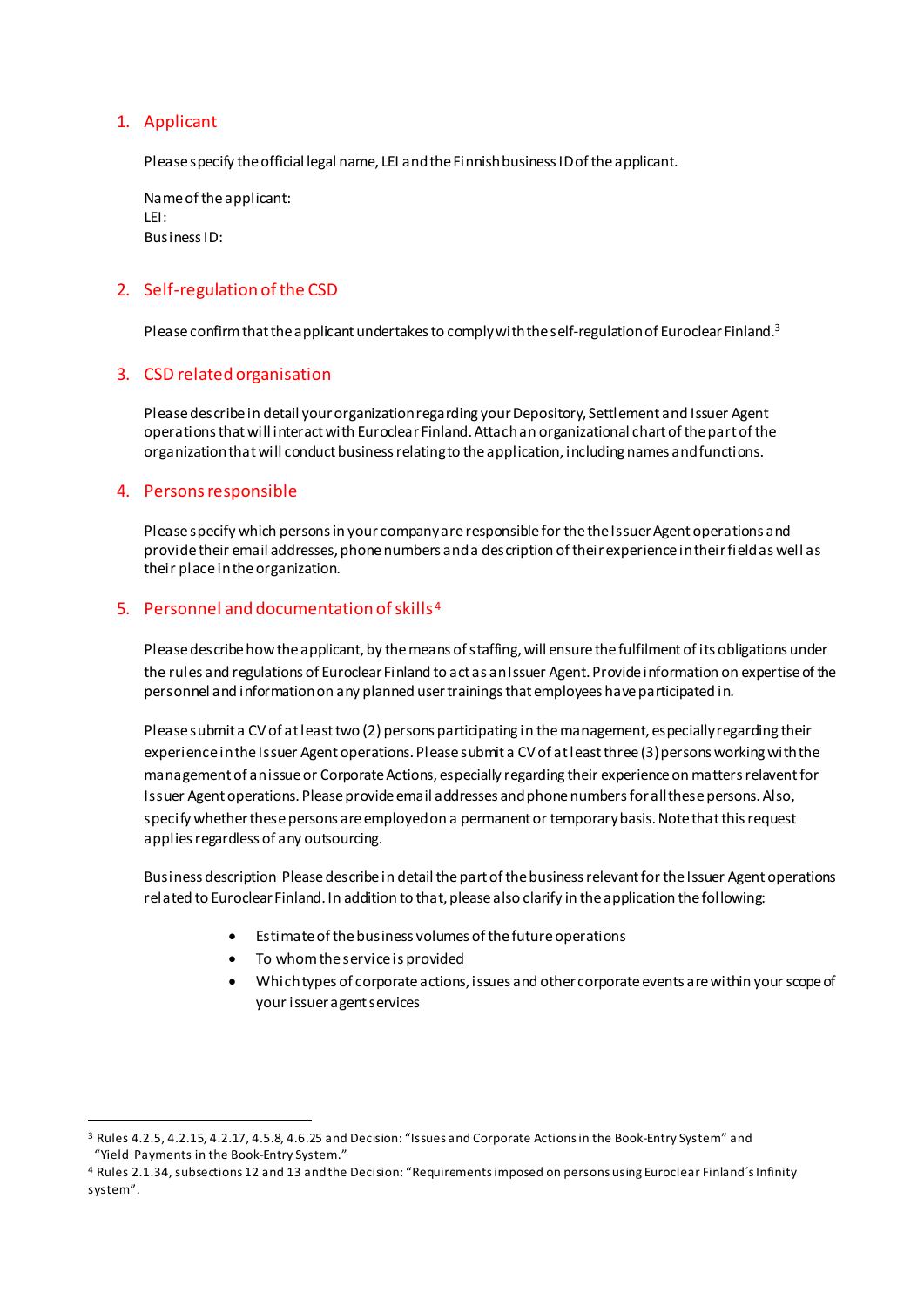## 1. Applicant

Please specify the official legal name, LEI and the Finnish business ID of the applicant.

Name of the applicant:
LEI:
Business ID:

## 2. Self-regulation of the CSD

Please confirm that the applicant undertakes to comply with the self-regulation of Euroclear Finland.[3]

## 3. CSD related organisation

Please describe in detail your organization regarding your Depository, Settlement and Issuer Agent operations that will interact with Euroclear Finland. Attach an organizational chart of the part of the organization that will conduct business relating to the application, including names and functions.

## 4. Persons responsible

Please specify which persons in your company are responsible for the the Issuer Agent operations and provide their email addresses, phone numbers and a description of their experience in their field as well as their place in the organization.

## 5. Personnel and documentation of skills[4]

Please describe how the applicant, by the means of staffing, will ensure the fulfilment of its obligations under the rules and regulations of Euroclear Finland to act as an Issuer Agent. Provide information on expertise of the personnel and information on any planned user trainings that employees have participated in.

Please submit a CV of at least two (2) persons participating in the management, especially regarding their experience in the Issuer Agent operations. Please submit a CV of at least three (3) persons working with the management of an issue or Corporate Actions, especially regarding their experience on matters relavent for Issuer Agent operations. Please provide email addresses and phone numbers for all these persons. Also, specify whether these persons are employed on a permanent or temporary basis. Note that this request applies regardless of any outsourcing.

Business description Please describe in detail the part of the business relevant for the Issuer Agent operations related to Euroclear Finland. In addition to that, please also clarify in the application the following:

- Estimate of the business volumes of the future operations
- To whom the service is provided
- Which types of corporate actions, issues and other corporate events are within your scope of your issuer agent services

---

[3] Rules 4.2.5, 4.2.15, 4.2.17, 4.5.8, 4.6.25 and Decision: "Issues and Corporate Actions in the Book-Entry System" and "Yield Payments in the Book-Entry System."

[4] Rules 2.1.34, subsections 12 and 13 and the Decision: "Requirements imposed on persons using Euroclear Finland´s Infinity system".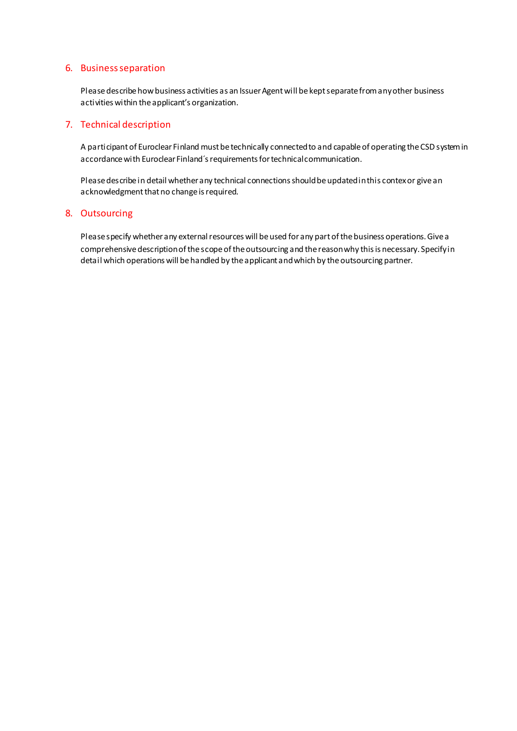## 6. Business separation

Please describe how business activities as an Issuer Agent will be kept separate from any other business activities within the applicant's organization.

## 7. Technical description

A participant of Euroclear Finland must be technically connected to and capable of operating the CSD system in accordance with Euroclear Finland´s requirements for technical communication.

Please describe in detail whether any technical connections should be updated in this contex or give an acknowledgment that no change is required.

## 8. Outsourcing

Please specify whether any external resources will be used for any part of the business operations. Give a comprehensive description of the scope of the outsourcing and the reason why this is necessary. Specify in detail which operations will be handled by the applicant and which by the outsourcing partner.